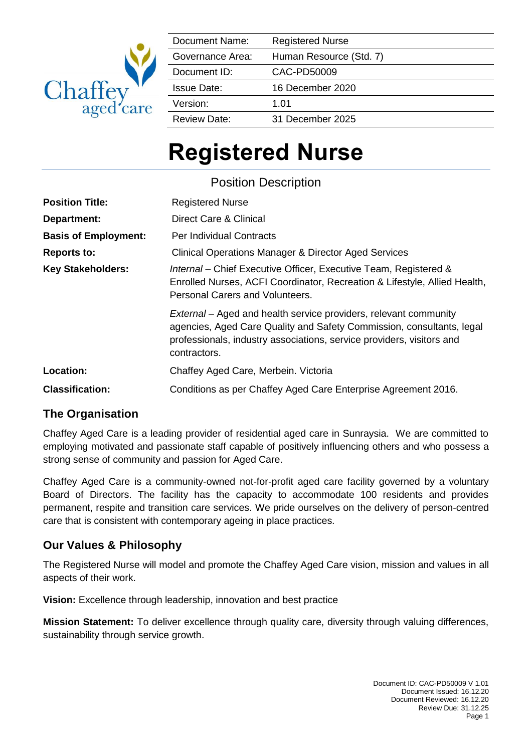| Document Name: | Registered Nurse |
| --- | --- |
| Governance Area: | Human Resource (Std. 7) |
| Document ID: | CAC-PD50009 |
| Issue Date: | 16 December 2020 |
| Version: | 1.01 |
| Review Date: | 31 December 2025 |

# Registered Nurse

## Position Description

| | |
| --- | --- |
| **Position Title:** | Registered Nurse |
| **Department:** | Direct Care & Clinical |
| **Basis of Employment:** | Per Individual Contracts |
| **Reports to:** | Clinical Operations Manager & Director Aged Services |
| **Key Stakeholders:** | *Internal* – Chief Executive Officer, Executive Team, Registered & Enrolled Nurses, ACFI Coordinator, Recreation & Lifestyle, Allied Health, Personal Carers and Volunteers. |
| | *External* – Aged and health service providers, relevant community agencies, Aged Care Quality and Safety Commission, consultants, legal professionals, industry associations, service providers, visitors and contractors. |
| **Location:** | Chaffey Aged Care, Merbein. Victoria |
| **Classification:** | Conditions as per Chaffey Aged Care Enterprise Agreement 2016. |

## The Organisation

Chaffey Aged Care is a leading provider of residential aged care in Sunraysia. We are committed to employing motivated and passionate staff capable of positively influencing others and who possess a strong sense of community and passion for Aged Care.

Chaffey Aged Care is a community-owned not-for-profit aged care facility governed by a voluntary Board of Directors. The facility has the capacity to accommodate 100 residents and provides permanent, respite and transition care services. We pride ourselves on the delivery of person-centred care that is consistent with contemporary ageing in place practices.

## Our Values & Philosophy

The Registered Nurse will model and promote the Chaffey Aged Care vision, mission and values in all aspects of their work.

**Vision:** Excellence through leadership, innovation and best practice

**Mission Statement:** To deliver excellence through quality care, diversity through valuing differences, sustainability through service growth.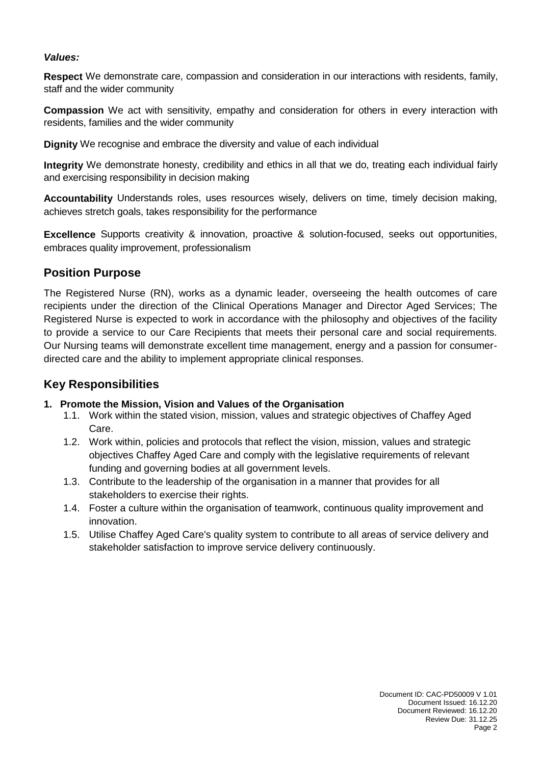***Values:***

**Respect** We demonstrate care, compassion and consideration in our interactions with residents, family, staff and the wider community

**Compassion** We act with sensitivity, empathy and consideration for others in every interaction with residents, families and the wider community

**Dignity** We recognise and embrace the diversity and value of each individual

**Integrity** We demonstrate honesty, credibility and ethics in all that we do, treating each individual fairly and exercising responsibility in decision making

**Accountability** Understands roles, uses resources wisely, delivers on time, timely decision making, achieves stretch goals, takes responsibility for the performance

**Excellence** Supports creativity & innovation, proactive & solution-focused, seeks out opportunities, embraces quality improvement, professionalism

## Position Purpose

The Registered Nurse (RN), works as a dynamic leader, overseeing the health outcomes of care recipients under the direction of the Clinical Operations Manager and Director Aged Services; The Registered Nurse is expected to work in accordance with the philosophy and objectives of the facility to provide a service to our Care Recipients that meets their personal care and social requirements. Our Nursing teams will demonstrate excellent time management, energy and a passion for consumer-directed care and the ability to implement appropriate clinical responses.

## Key Responsibilities

**1. Promote the Mission, Vision and Values of the Organisation**

- 1.1. Work within the stated vision, mission, values and strategic objectives of Chaffey Aged Care.
- 1.2. Work within, policies and protocols that reflect the vision, mission, values and strategic objectives Chaffey Aged Care and comply with the legislative requirements of relevant funding and governing bodies at all government levels.
- 1.3. Contribute to the leadership of the organisation in a manner that provides for all stakeholders to exercise their rights.
- 1.4. Foster a culture within the organisation of teamwork, continuous quality improvement and innovation.
- 1.5. Utilise Chaffey Aged Care's quality system to contribute to all areas of service delivery and stakeholder satisfaction to improve service delivery continuously.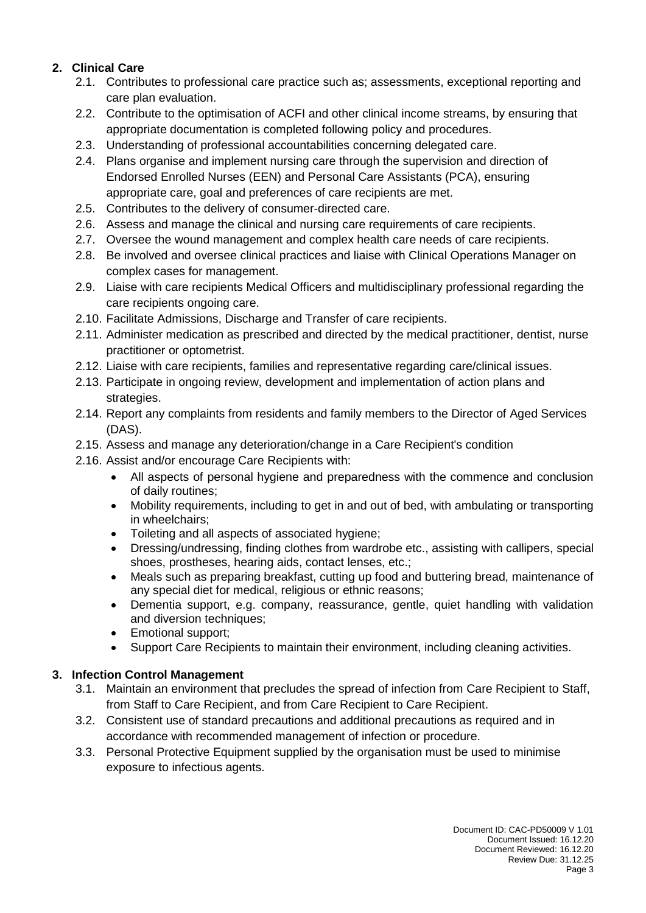## 2. Clinical Care

2.1. Contributes to professional care practice such as; assessments, exceptional reporting and care plan evaluation.

2.2. Contribute to the optimisation of ACFI and other clinical income streams, by ensuring that appropriate documentation is completed following policy and procedures.

2.3. Understanding of professional accountabilities concerning delegated care.

2.4. Plans organise and implement nursing care through the supervision and direction of Endorsed Enrolled Nurses (EEN) and Personal Care Assistants (PCA), ensuring appropriate care, goal and preferences of care recipients are met.

2.5. Contributes to the delivery of consumer-directed care.

2.6. Assess and manage the clinical and nursing care requirements of care recipients.

2.7. Oversee the wound management and complex health care needs of care recipients.

2.8. Be involved and oversee clinical practices and liaise with Clinical Operations Manager on complex cases for management.

2.9. Liaise with care recipients Medical Officers and multidisciplinary professional regarding the care recipients ongoing care.

2.10. Facilitate Admissions, Discharge and Transfer of care recipients.

2.11. Administer medication as prescribed and directed by the medical practitioner, dentist, nurse practitioner or optometrist.

2.12. Liaise with care recipients, families and representative regarding care/clinical issues.

2.13. Participate in ongoing review, development and implementation of action plans and strategies.

2.14. Report any complaints from residents and family members to the Director of Aged Services (DAS).

2.15. Assess and manage any deterioration/change in a Care Recipient's condition

2.16. Assist and/or encourage Care Recipients with:

- All aspects of personal hygiene and preparedness with the commence and conclusion of daily routines;
- Mobility requirements, including to get in and out of bed, with ambulating or transporting in wheelchairs;
- Toileting and all aspects of associated hygiene;
- Dressing/undressing, finding clothes from wardrobe etc., assisting with callipers, special shoes, prostheses, hearing aids, contact lenses, etc.;
- Meals such as preparing breakfast, cutting up food and buttering bread, maintenance of any special diet for medical, religious or ethnic reasons;
- Dementia support, e.g. company, reassurance, gentle, quiet handling with validation and diversion techniques;
- Emotional support;
- Support Care Recipients to maintain their environment, including cleaning activities.

## 3. Infection Control Management

3.1. Maintain an environment that precludes the spread of infection from Care Recipient to Staff, from Staff to Care Recipient, and from Care Recipient to Care Recipient.

3.2. Consistent use of standard precautions and additional precautions as required and in accordance with recommended management of infection or procedure.

3.3. Personal Protective Equipment supplied by the organisation must be used to minimise exposure to infectious agents.

Document ID: CAC-PD50009 V 1.01
Document Issued: 16.12.20
Document Reviewed: 16.12.20
Review Due: 31.12.25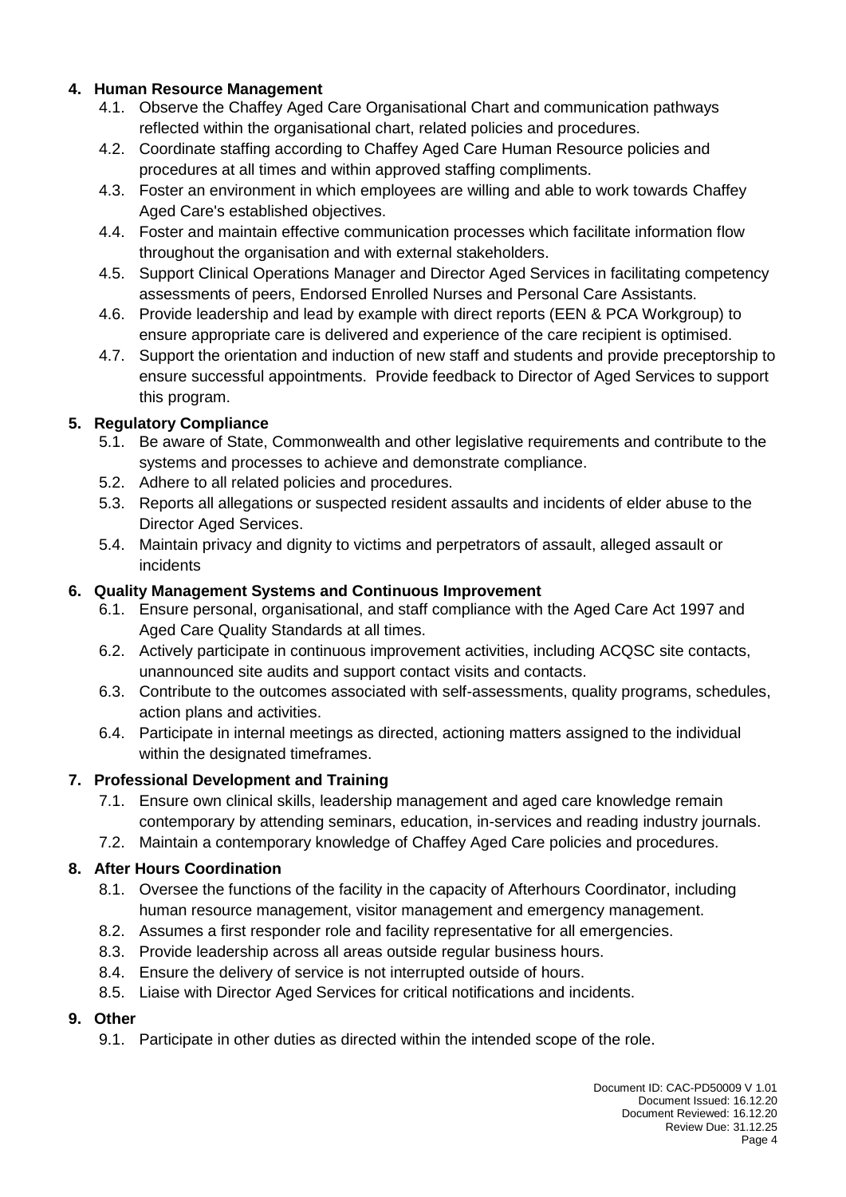**4. Human Resource Management**

4.1. Observe the Chaffey Aged Care Organisational Chart and communication pathways reflected within the organisational chart, related policies and procedures.

4.2. Coordinate staffing according to Chaffey Aged Care Human Resource policies and procedures at all times and within approved staffing compliments.

4.3. Foster an environment in which employees are willing and able to work towards Chaffey Aged Care's established objectives.

4.4. Foster and maintain effective communication processes which facilitate information flow throughout the organisation and with external stakeholders.

4.5. Support Clinical Operations Manager and Director Aged Services in facilitating competency assessments of peers, Endorsed Enrolled Nurses and Personal Care Assistants.

4.6. Provide leadership and lead by example with direct reports (EEN & PCA Workgroup) to ensure appropriate care is delivered and experience of the care recipient is optimised.

4.7. Support the orientation and induction of new staff and students and provide preceptorship to ensure successful appointments. Provide feedback to Director of Aged Services to support this program.

**5. Regulatory Compliance**

5.1. Be aware of State, Commonwealth and other legislative requirements and contribute to the systems and processes to achieve and demonstrate compliance.

5.2. Adhere to all related policies and procedures.

5.3. Reports all allegations or suspected resident assaults and incidents of elder abuse to the Director Aged Services.

5.4. Maintain privacy and dignity to victims and perpetrators of assault, alleged assault or incidents

**6. Quality Management Systems and Continuous Improvement**

6.1. Ensure personal, organisational, and staff compliance with the Aged Care Act 1997 and Aged Care Quality Standards at all times.

6.2. Actively participate in continuous improvement activities, including ACQSC site contacts, unannounced site audits and support contact visits and contacts.

6.3. Contribute to the outcomes associated with self-assessments, quality programs, schedules, action plans and activities.

6.4. Participate in internal meetings as directed, actioning matters assigned to the individual within the designated timeframes.

**7. Professional Development and Training**

7.1. Ensure own clinical skills, leadership management and aged care knowledge remain contemporary by attending seminars, education, in-services and reading industry journals.

7.2. Maintain a contemporary knowledge of Chaffey Aged Care policies and procedures.

**8. After Hours Coordination**

8.1. Oversee the functions of the facility in the capacity of Afterhours Coordinator, including human resource management, visitor management and emergency management.

8.2. Assumes a first responder role and facility representative for all emergencies.

8.3. Provide leadership across all areas outside regular business hours.

8.4. Ensure the delivery of service is not interrupted outside of hours.

8.5. Liaise with Director Aged Services for critical notifications and incidents.

**9. Other**

9.1. Participate in other duties as directed within the intended scope of the role.

Document ID: CAC-PD50009 V 1.01
Document Issued: 16.12.20
Document Reviewed: 16.12.20
Review Due: 31.12.25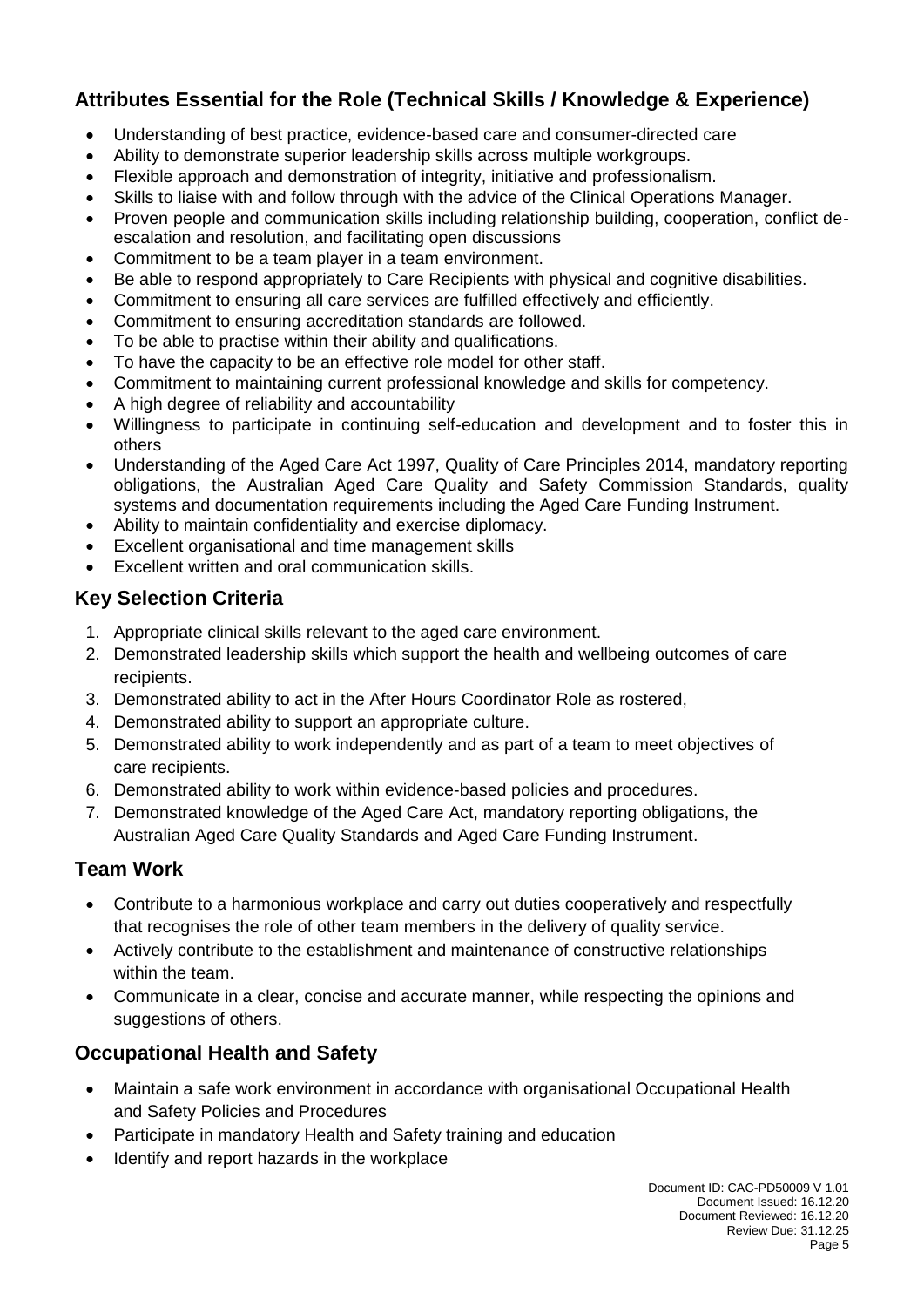## Attributes Essential for the Role (Technical Skills / Knowledge & Experience)

- Understanding of best practice, evidence-based care and consumer-directed care
- Ability to demonstrate superior leadership skills across multiple workgroups.
- Flexible approach and demonstration of integrity, initiative and professionalism.
- Skills to liaise with and follow through with the advice of the Clinical Operations Manager.
- Proven people and communication skills including relationship building, cooperation, conflict de-escalation and resolution, and facilitating open discussions
- Commitment to be a team player in a team environment.
- Be able to respond appropriately to Care Recipients with physical and cognitive disabilities.
- Commitment to ensuring all care services are fulfilled effectively and efficiently.
- Commitment to ensuring accreditation standards are followed.
- To be able to practise within their ability and qualifications.
- To have the capacity to be an effective role model for other staff.
- Commitment to maintaining current professional knowledge and skills for competency.
- A high degree of reliability and accountability
- Willingness to participate in continuing self-education and development and to foster this in others
- Understanding of the Aged Care Act 1997, Quality of Care Principles 2014, mandatory reporting obligations, the Australian Aged Care Quality and Safety Commission Standards, quality systems and documentation requirements including the Aged Care Funding Instrument.
- Ability to maintain confidentiality and exercise diplomacy.
- Excellent organisational and time management skills
- Excellent written and oral communication skills.

## Key Selection Criteria

1. Appropriate clinical skills relevant to the aged care environment.
2. Demonstrated leadership skills which support the health and wellbeing outcomes of care recipients.
3. Demonstrated ability to act in the After Hours Coordinator Role as rostered,
4. Demonstrated ability to support an appropriate culture.
5. Demonstrated ability to work independently and as part of a team to meet objectives of care recipients.
6. Demonstrated ability to work within evidence-based policies and procedures.
7. Demonstrated knowledge of the Aged Care Act, mandatory reporting obligations, the Australian Aged Care Quality Standards and Aged Care Funding Instrument.

## Team Work

- Contribute to a harmonious workplace and carry out duties cooperatively and respectfully that recognises the role of other team members in the delivery of quality service.
- Actively contribute to the establishment and maintenance of constructive relationships within the team.
- Communicate in a clear, concise and accurate manner, while respecting the opinions and suggestions of others.

## Occupational Health and Safety

- Maintain a safe work environment in accordance with organisational Occupational Health and Safety Policies and Procedures
- Participate in mandatory Health and Safety training and education
- Identify and report hazards in the workplace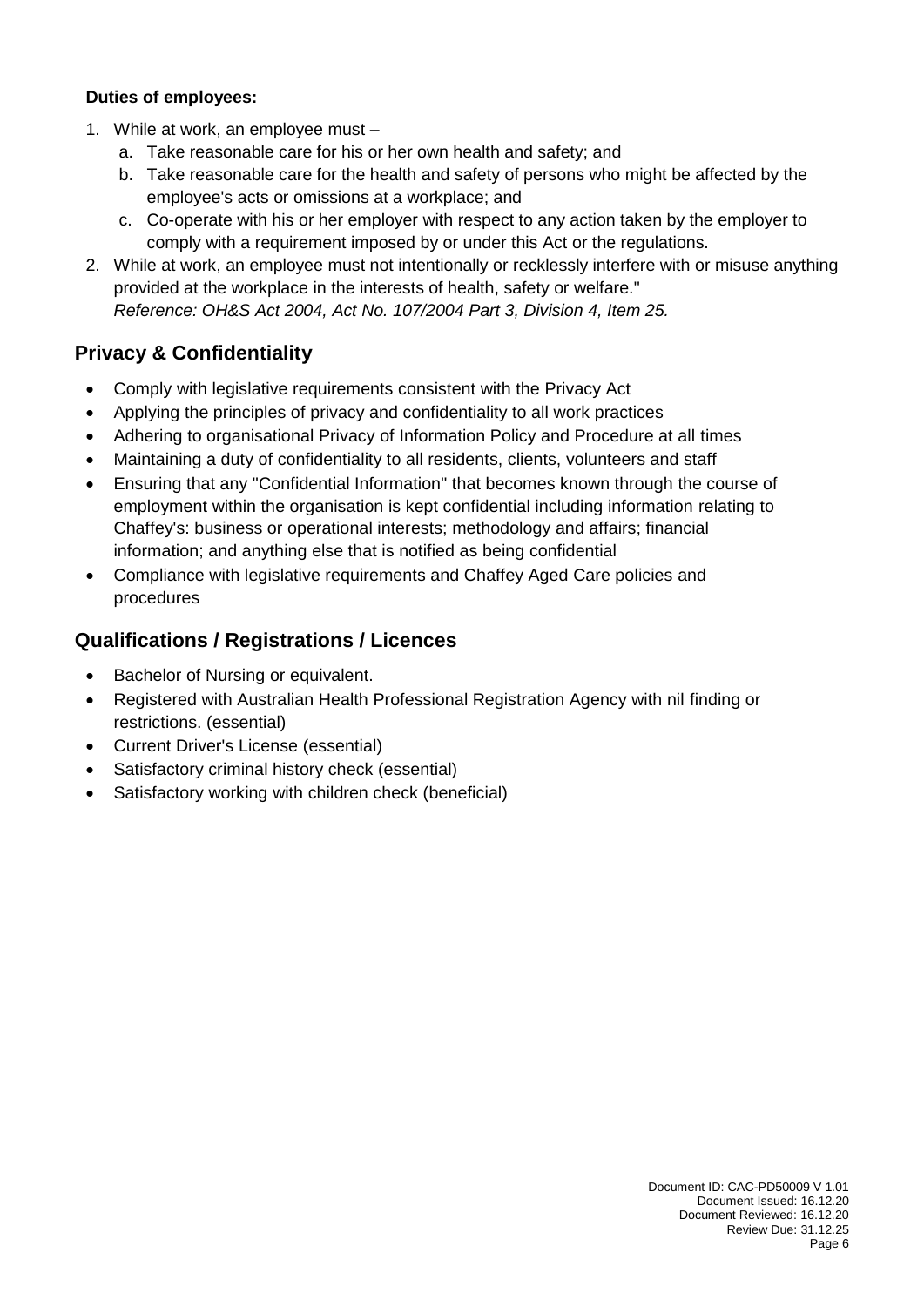**Duties of employees:**

1. While at work, an employee must –
   a. Take reasonable care for his or her own health and safety; and
   b. Take reasonable care for the health and safety of persons who might be affected by the employee's acts or omissions at a workplace; and
   c. Co-operate with his or her employer with respect to any action taken by the employer to comply with a requirement imposed by or under this Act or the regulations.
2. While at work, an employee must not intentionally or recklessly interfere with or misuse anything provided at the workplace in the interests of health, safety or welfare."
   *Reference: OH&S Act 2004, Act No. 107/2004 Part 3, Division 4, Item 25.*

## Privacy & Confidentiality

- Comply with legislative requirements consistent with the Privacy Act
- Applying the principles of privacy and confidentiality to all work practices
- Adhering to organisational Privacy of Information Policy and Procedure at all times
- Maintaining a duty of confidentiality to all residents, clients, volunteers and staff
- Ensuring that any "Confidential Information" that becomes known through the course of employment within the organisation is kept confidential including information relating to Chaffey's: business or operational interests; methodology and affairs; financial information; and anything else that is notified as being confidential
- Compliance with legislative requirements and Chaffey Aged Care policies and procedures

## Qualifications / Registrations / Licences

- Bachelor of Nursing or equivalent.
- Registered with Australian Health Professional Registration Agency with nil finding or restrictions. (essential)
- Current Driver's License (essential)
- Satisfactory criminal history check (essential)
- Satisfactory working with children check (beneficial)

Document ID: CAC-PD50009 V 1.01
Document Issued: 16.12.20
Document Reviewed: 16.12.20
Review Due: 31.12.25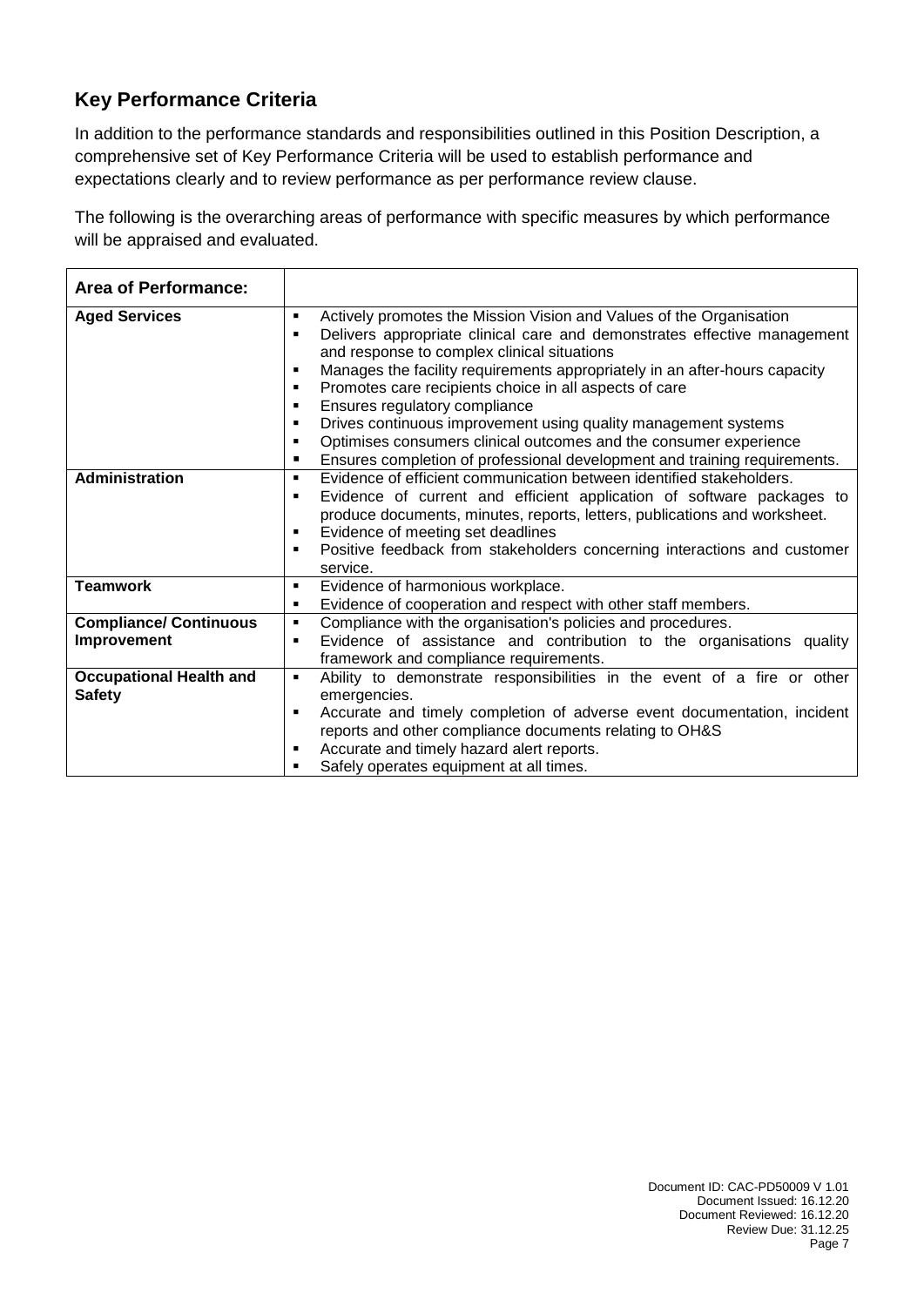## Key Performance Criteria

In addition to the performance standards and responsibilities outlined in this Position Description, a comprehensive set of Key Performance Criteria will be used to establish performance and expectations clearly and to review performance as per performance review clause.

The following is the overarching areas of performance with specific measures by which performance will be appraised and evaluated.

| **Area of Performance:** | |
|---|---|
| **Aged Services** | ▪ Actively promotes the Mission Vision and Values of the Organisation<br>▪ Delivers appropriate clinical care and demonstrates effective management and response to complex clinical situations<br>▪ Manages the facility requirements appropriately in an after-hours capacity<br>▪ Promotes care recipients choice in all aspects of care<br>▪ Ensures regulatory compliance<br>▪ Drives continuous improvement using quality management systems<br>▪ Optimises consumers clinical outcomes and the consumer experience<br>▪ Ensures completion of professional development and training requirements. |
| **Administration** | ▪ Evidence of efficient communication between identified stakeholders.<br>▪ Evidence of current and efficient application of software packages to produce documents, minutes, reports, letters, publications and worksheet.<br>▪ Evidence of meeting set deadlines<br>▪ Positive feedback from stakeholders concerning interactions and customer service. |
| **Teamwork** | ▪ Evidence of harmonious workplace.<br>▪ Evidence of cooperation and respect with other staff members. |
| **Compliance/ Continuous Improvement** | ▪ Compliance with the organisation's policies and procedures.<br>▪ Evidence of assistance and contribution to the organisations quality framework and compliance requirements. |
| **Occupational Health and Safety** | ▪ Ability to demonstrate responsibilities in the event of a fire or other emergencies.<br>▪ Accurate and timely completion of adverse event documentation, incident reports and other compliance documents relating to OH&S<br>▪ Accurate and timely hazard alert reports.<br>▪ Safely operates equipment at all times. |

Document ID: CAC-PD50009 V 1.01
Document Issued: 16.12.20
Document Reviewed: 16.12.20
Review Due: 31.12.25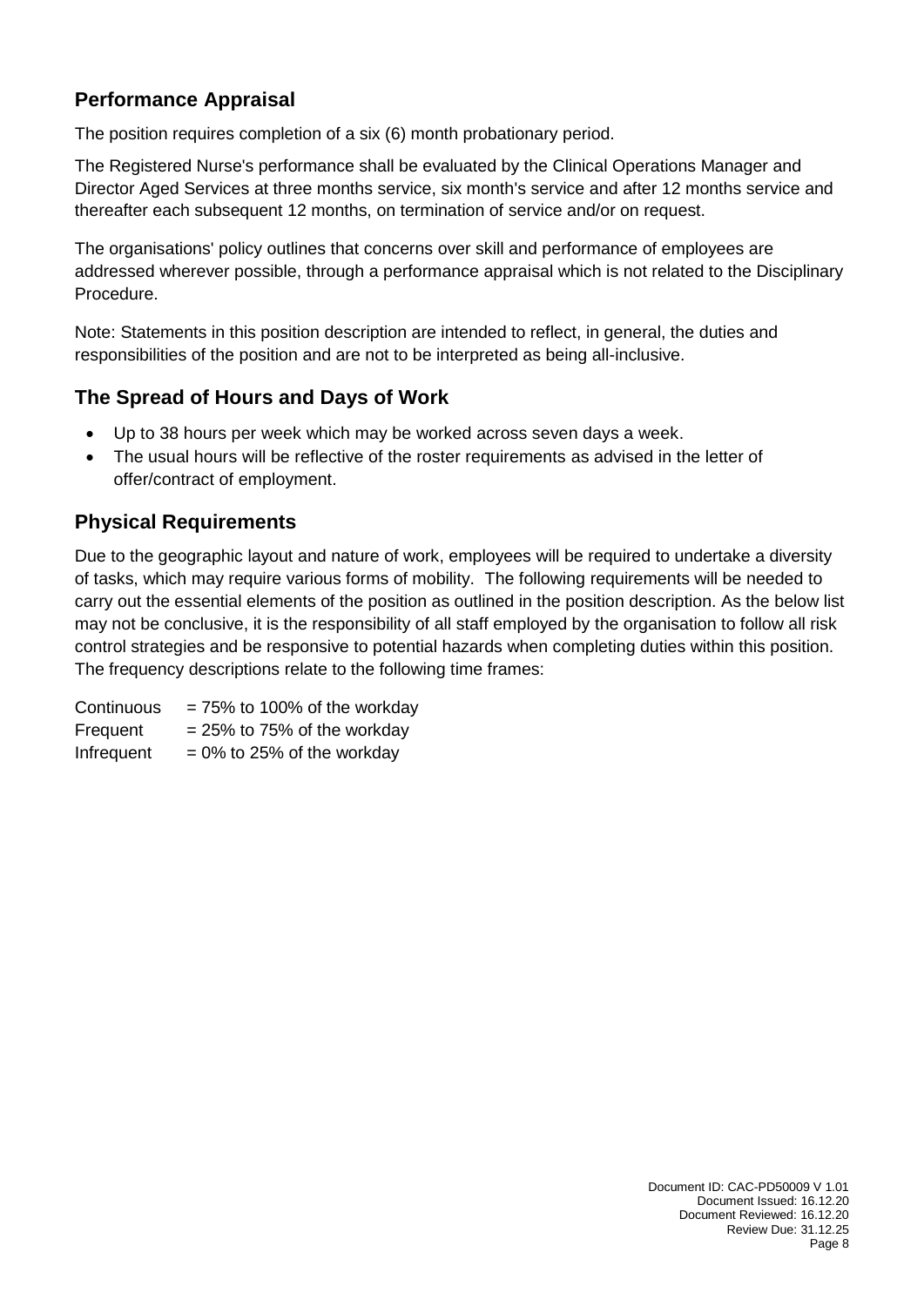## Performance Appraisal

The position requires completion of a six (6) month probationary period.

The Registered Nurse's performance shall be evaluated by the Clinical Operations Manager and Director Aged Services at three months service, six month's service and after 12 months service and thereafter each subsequent 12 months, on termination of service and/or on request.

The organisations' policy outlines that concerns over skill and performance of employees are addressed wherever possible, through a performance appraisal which is not related to the Disciplinary Procedure.

Note: Statements in this position description are intended to reflect, in general, the duties and responsibilities of the position and are not to be interpreted as being all-inclusive.

## The Spread of Hours and Days of Work

- Up to 38 hours per week which may be worked across seven days a week.
- The usual hours will be reflective of the roster requirements as advised in the letter of offer/contract of employment.

## Physical Requirements

Due to the geographic layout and nature of work, employees will be required to undertake a diversity of tasks, which may require various forms of mobility. The following requirements will be needed to carry out the essential elements of the position as outlined in the position description. As the below list may not be conclusive, it is the responsibility of all staff employed by the organisation to follow all risk control strategies and be responsive to potential hazards when completing duties within this position. The frequency descriptions relate to the following time frames:

Continuous = 75% to 100% of the workday
Frequent = 25% to 75% of the workday
Infrequent = 0% to 25% of the workday

Document ID: CAC-PD50009 V 1.01
Document Issued: 16.12.20
Document Reviewed: 16.12.20
Review Due: 31.12.25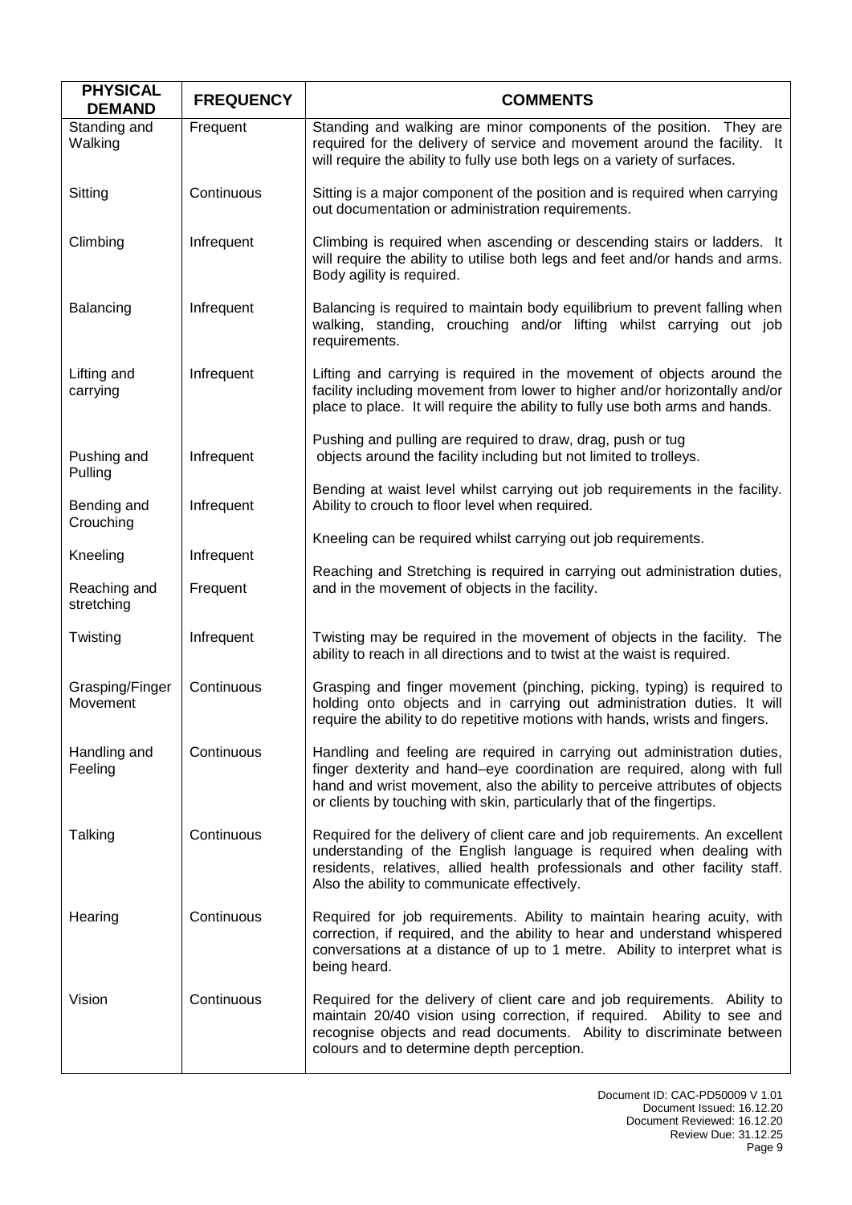| PHYSICAL DEMAND | FREQUENCY | COMMENTS |
|---|---|---|
| Standing and Walking | Frequent | Standing and walking are minor components of the position. They are required for the delivery of service and movement around the facility. It will require the ability to fully use both legs on a variety of surfaces. |
| Sitting | Continuous | Sitting is a major component of the position and is required when carrying out documentation or administration requirements. |
| Climbing | Infrequent | Climbing is required when ascending or descending stairs or ladders. It will require the ability to utilise both legs and feet and/or hands and arms. Body agility is required. |
| Balancing | Infrequent | Balancing is required to maintain body equilibrium to prevent falling when walking, standing, crouching and/or lifting whilst carrying out job requirements. |
| Lifting and carrying | Infrequent | Lifting and carrying is required in the movement of objects around the facility including movement from lower to higher and/or horizontally and/or place to place. It will require the ability to fully use both arms and hands. |
| Pushing and Pulling | Infrequent | Pushing and pulling are required to draw, drag, push or tug objects around the facility including but not limited to trolleys. |
| Bending and Crouching | Infrequent | Bending at waist level whilst carrying out job requirements in the facility. Ability to crouch to floor level when required. |
| Kneeling | Infrequent | Kneeling can be required whilst carrying out job requirements. |
| Reaching and stretching | Frequent | Reaching and Stretching is required in carrying out administration duties, and in the movement of objects in the facility. |
| Twisting | Infrequent | Twisting may be required in the movement of objects in the facility. The ability to reach in all directions and to twist at the waist is required. |
| Grasping/Finger Movement | Continuous | Grasping and finger movement (pinching, picking, typing) is required to holding onto objects and in carrying out administration duties. It will require the ability to do repetitive motions with hands, wrists and fingers. |
| Handling and Feeling | Continuous | Handling and feeling are required in carrying out administration duties, finger dexterity and hand–eye coordination are required, along with full hand and wrist movement, also the ability to perceive attributes of objects or clients by touching with skin, particularly that of the fingertips. |
| Talking | Continuous | Required for the delivery of client care and job requirements. An excellent understanding of the English language is required when dealing with residents, relatives, allied health professionals and other facility staff. Also the ability to communicate effectively. |
| Hearing | Continuous | Required for job requirements. Ability to maintain hearing acuity, with correction, if required, and the ability to hear and understand whispered conversations at a distance of up to 1 metre. Ability to interpret what is being heard. |
| Vision | Continuous | Required for the delivery of client care and job requirements. Ability to maintain 20/40 vision using correction, if required. Ability to see and recognise objects and read documents. Ability to discriminate between colours and to determine depth perception. |

Document ID: CAC-PD50009 V 1.01
Document Issued: 16.12.20
Document Reviewed: 16.12.20
Review Due: 31.12.25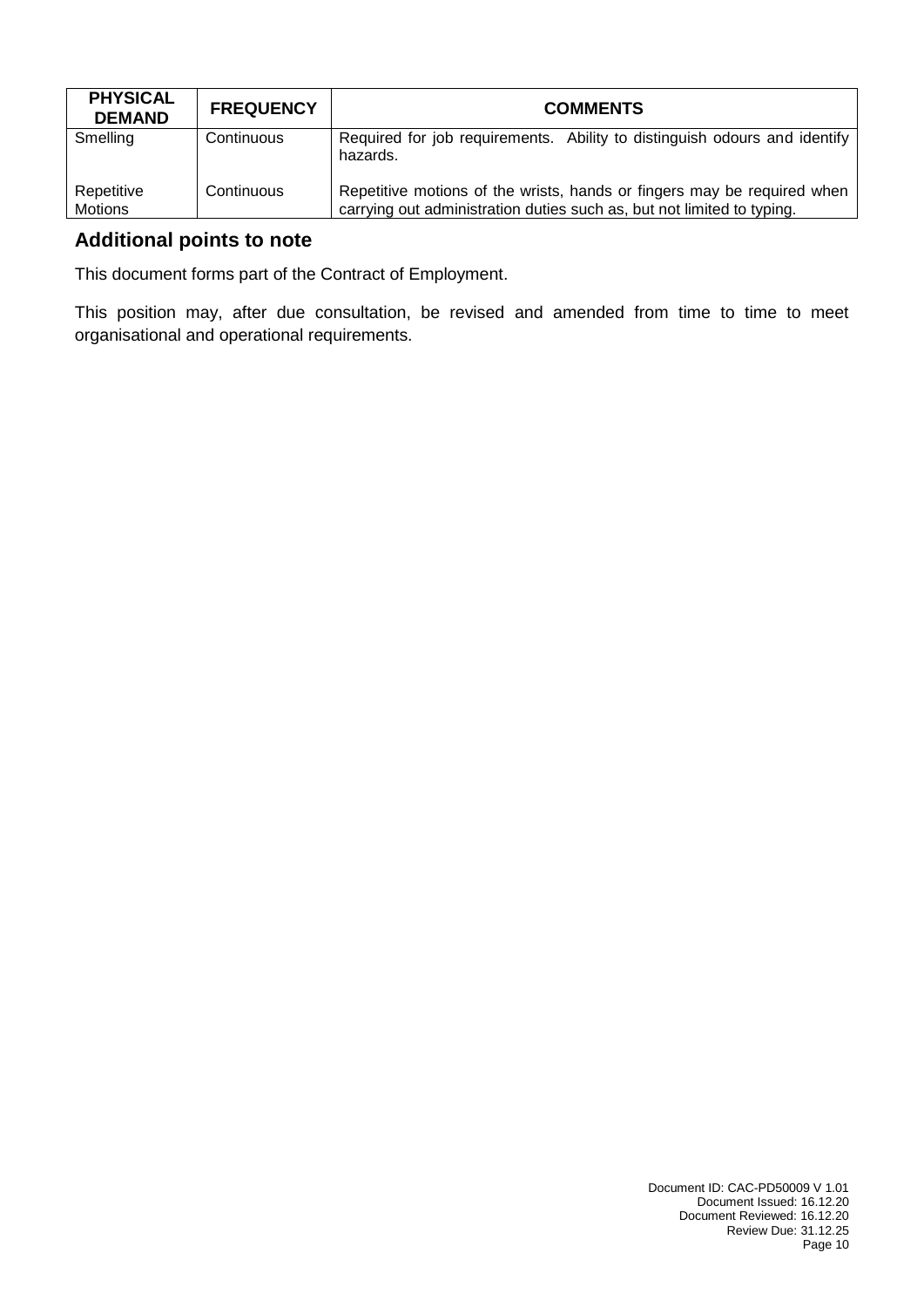| PHYSICAL DEMAND | FREQUENCY | COMMENTS |
| --- | --- | --- |
| Smelling | Continuous | Required for job requirements. Ability to distinguish odours and identify hazards. |
| Repetitive Motions | Continuous | Repetitive motions of the wrists, hands or fingers may be required when carrying out administration duties such as, but not limited to typing. |

## Additional points to note

This document forms part of the Contract of Employment.

This position may, after due consultation, be revised and amended from time to time to meet organisational and operational requirements.

Document ID: CAC-PD50009 V 1.01
Document Issued: 16.12.20
Document Reviewed: 16.12.20
Review Due: 31.12.25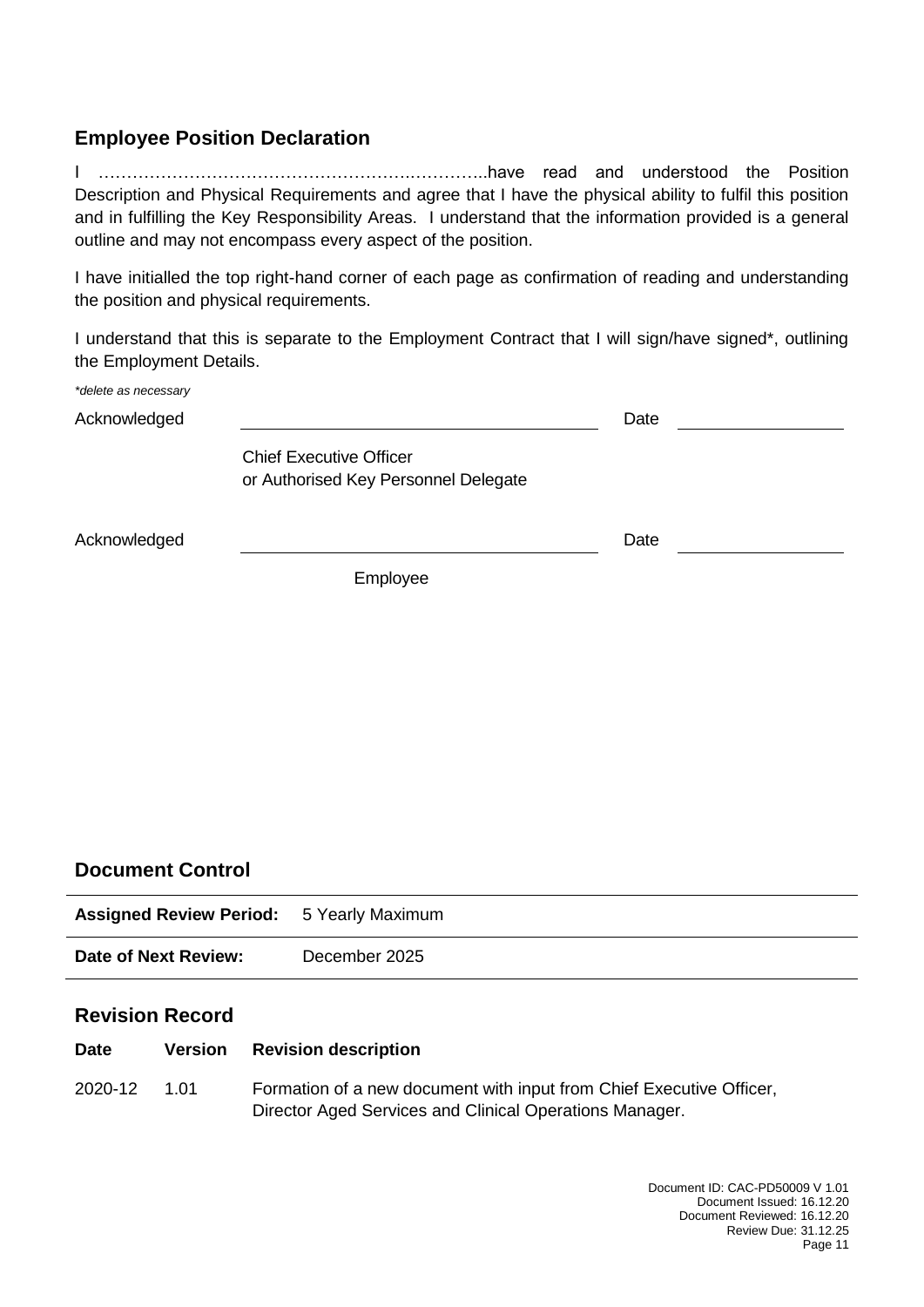## Employee Position Declaration

I …………………………………………………….…………..have read and understood the Position Description and Physical Requirements and agree that I have the physical ability to fulfil this position and in fulfilling the Key Responsibility Areas. I understand that the information provided is a general outline and may not encompass every aspect of the position.

I have initialled the top right-hand corner of each page as confirmation of reading and understanding the position and physical requirements.

I understand that this is separate to the Employment Contract that I will sign/have signed*, outlining the Employment Details.

*\*delete as necessary*

Acknowledged ________________________ Date ______________

Chief Executive Officer
or Authorised Key Personnel Delegate

Acknowledged ________________________ Date ______________

Employee

## Document Control

| | |
|---|---|
| **Assigned Review Period:** | 5 Yearly Maximum |
| **Date of Next Review:** | December 2025 |

## Revision Record

| Date | Version | Revision description |
|---|---|---|
| 2020-12 | 1.01 | Formation of a new document with input from Chief Executive Officer, Director Aged Services and Clinical Operations Manager. |

Document ID: CAC-PD50009 V 1.01
Document Issued: 16.12.20
Document Reviewed: 16.12.20
Review Due: 31.12.25